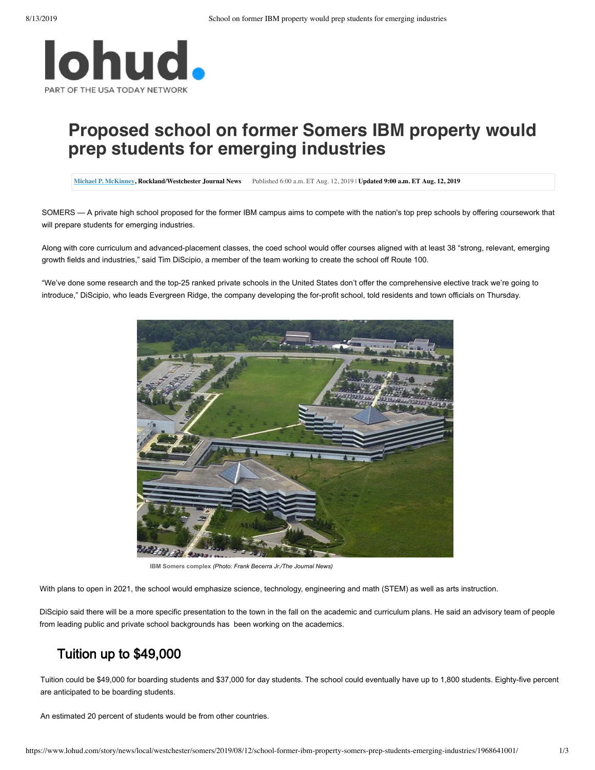# Proposed school on former Somers IBM property would prep students for emerging industries

**Michael P. McKinney, Rockland/Westchester Journal News** Published 6:00 a.m. ET Aug. 12, 2019 | **Updated 9:00 a.m. ET Aug. 12, 2019**

SOMERS — A private high school proposed for the former IBM campus aims to compete with the nation's top prep schools by offering coursework that will prepare students for emerging industries.

Along with core curriculum and advanced-placement classes, the coed school would offer courses aligned with at least 38 "strong, relevant, emerging growth fields and industries," said Tim DiScipio, a member of the team working to create the school off Route 100.

"We've done some research and the top-25 ranked private schools in the United States don't offer the comprehensive elective track we're going to introduce," DiScipio, who leads Evergreen Ridge, the company developing the for-profit school, told residents and town officials on Thursday.

**IBM Somers complex** *(Photo: Frank Becerra Jr./The Journal News)*

With plans to open in 2021, the school would emphasize science, technology, engineering and math (STEM) as well as arts instruction.

DiScipio said there will be a more specific presentation to the town in the fall on the academic and curriculum plans. He said an advisory team of people from leading public and private school backgrounds has been working on the academics.

## Tuition up to $49,000

Tuition could be $49,000 for boarding students and $37,000 for day students. The school could eventually have up to 1,800 students. Eighty-five percent are anticipated to be boarding students.

An estimated 20 percent of students would be from other countries.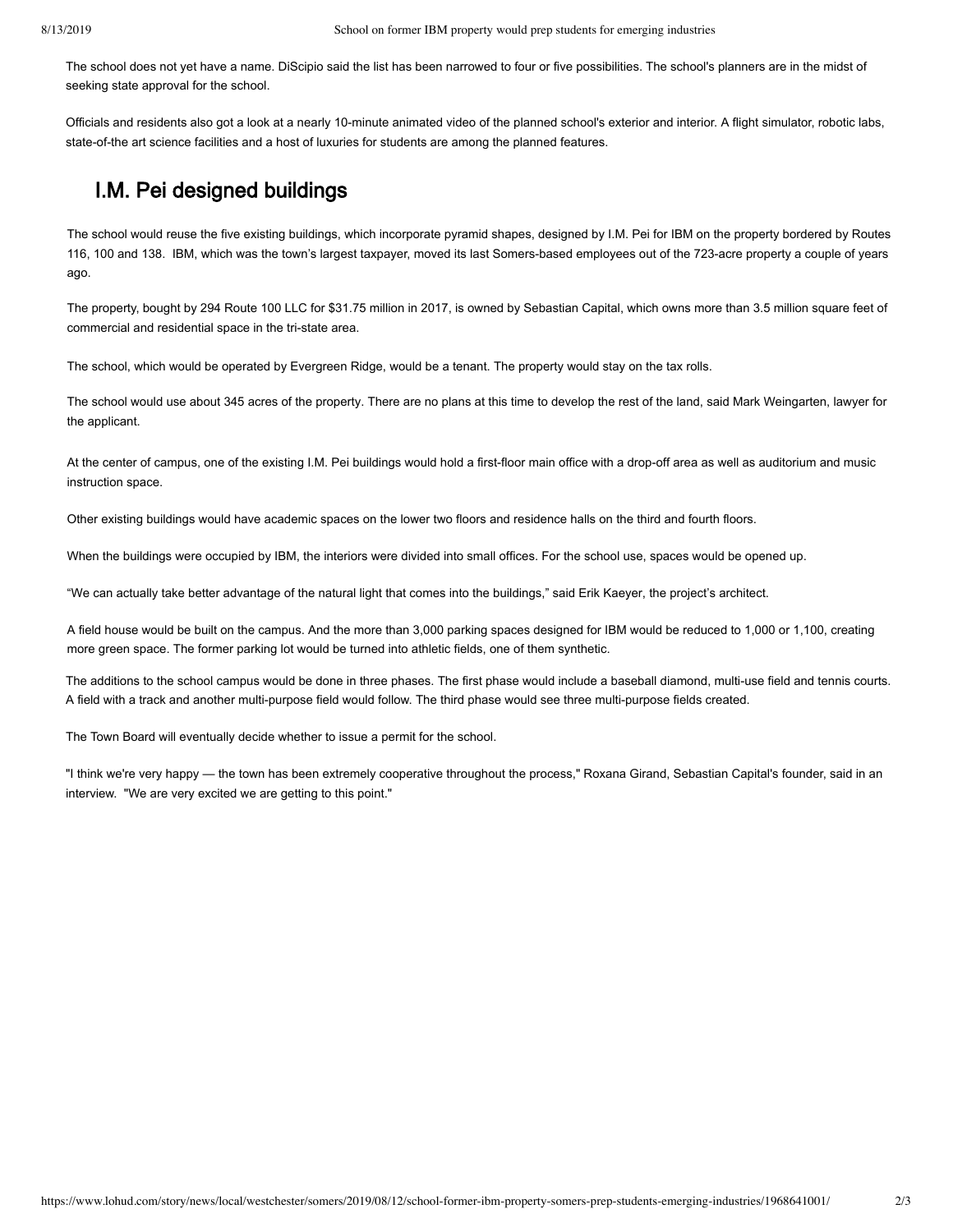The school does not yet have a name. DiScipio said the list has been narrowed to four or five possibilities. The school's planners are in the midst of seeking state approval for the school.

Officials and residents also got a look at a nearly 10-minute animated video of the planned school's exterior and interior. A flight simulator, robotic labs, state-of-the art science facilities and a host of luxuries for students are among the planned features.

## I.M. Pei designed buildings

The school would reuse the five existing buildings, which incorporate pyramid shapes, designed by I.M. Pei for IBM on the property bordered by Routes 116, 100 and 138. IBM, which was the town's largest taxpayer, moved its last Somers-based employees out of the 723-acre property a couple of years ago.

The property, bought by 294 Route 100 LLC for $31.75 million in 2017, is owned by Sebastian Capital, which owns more than 3.5 million square feet of commercial and residential space in the tri-state area.

The school, which would be operated by Evergreen Ridge, would be a tenant. The property would stay on the tax rolls.

The school would use about 345 acres of the property. There are no plans at this time to develop the rest of the land, said Mark Weingarten, lawyer for the applicant.

At the center of campus, one of the existing I.M. Pei buildings would hold a first-floor main office with a drop-off area as well as auditorium and music instruction space.

Other existing buildings would have academic spaces on the lower two floors and residence halls on the third and fourth floors.

When the buildings were occupied by IBM, the interiors were divided into small offices. For the school use, spaces would be opened up.

“We can actually take better advantage of the natural light that comes into the buildings,” said Erik Kaeyer, the project's architect.

A field house would be built on the campus. And the more than 3,000 parking spaces designed for IBM would be reduced to 1,000 or 1,100, creating more green space. The former parking lot would be turned into athletic fields, one of them synthetic.

The additions to the school campus would be done in three phases. The first phase would include a baseball diamond, multi-use field and tennis courts. A field with a track and another multi-purpose field would follow. The third phase would see three multi-purpose fields created.

The Town Board will eventually decide whether to issue a permit for the school.

"I think we're very happy — the town has been extremely cooperative throughout the process," Roxana Girand, Sebastian Capital's founder, said in an interview. "We are very excited we are getting to this point."